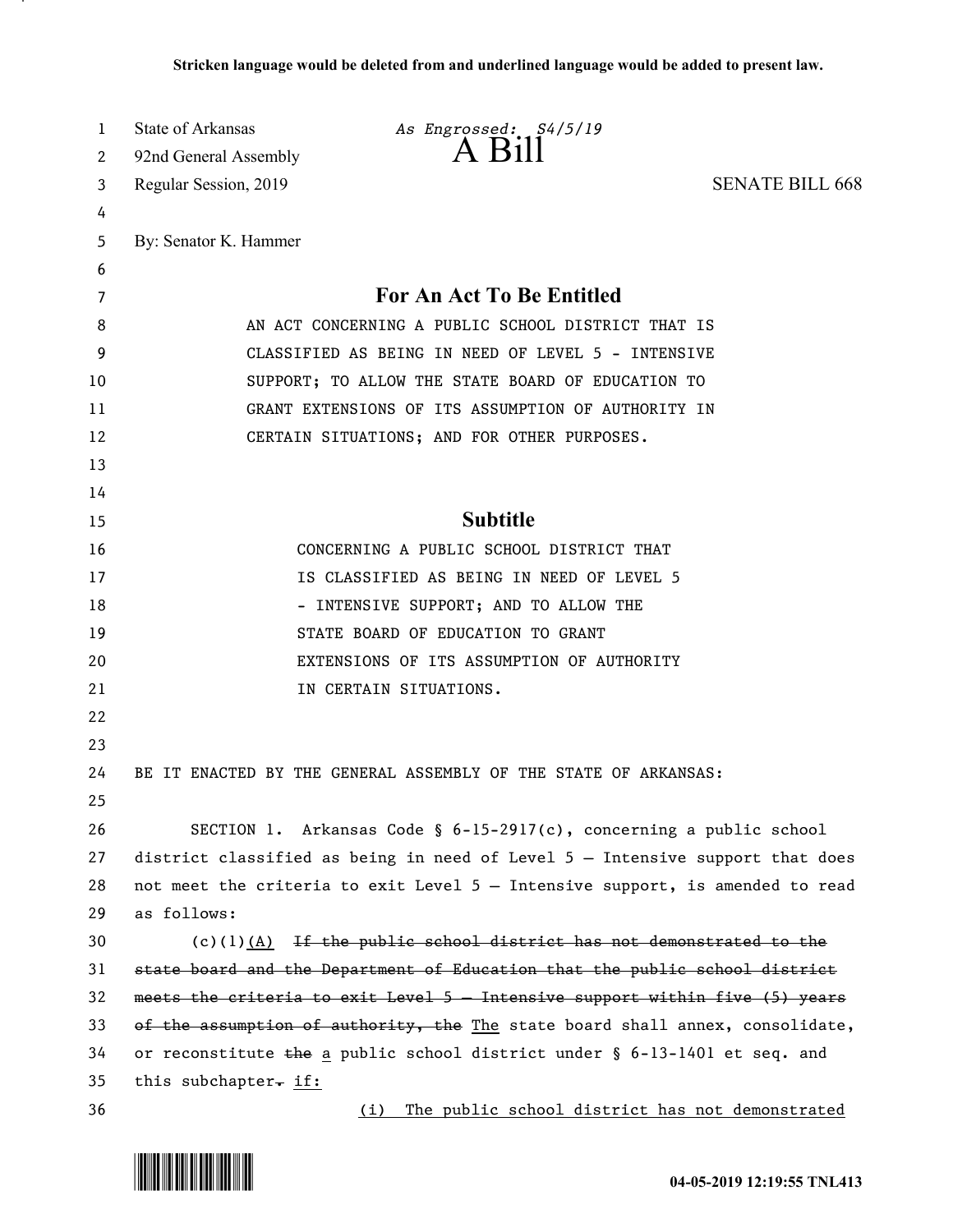**Stricken language would be deleted from and underlined language would be added to present law.**

State of Arkansas *As Engrossed: S4/5/19*
92nd General Assembly

# A Bill

Regular Session, 2019 SENATE BILL 668

By: Senator K. Hammer

## For An Act To Be Entitled

AN ACT CONCERNING A PUBLIC SCHOOL DISTRICT THAT IS CLASSIFIED AS BEING IN NEED OF LEVEL 5 - INTENSIVE SUPPORT; TO ALLOW THE STATE BOARD OF EDUCATION TO GRANT EXTENSIONS OF ITS ASSUMPTION OF AUTHORITY IN CERTAIN SITUATIONS; AND FOR OTHER PURPOSES.

## Subtitle

CONCERNING A PUBLIC SCHOOL DISTRICT THAT IS CLASSIFIED AS BEING IN NEED OF LEVEL 5 - INTENSIVE SUPPORT; AND TO ALLOW THE STATE BOARD OF EDUCATION TO GRANT EXTENSIONS OF ITS ASSUMPTION OF AUTHORITY IN CERTAIN SITUATIONS.

BE IT ENACTED BY THE GENERAL ASSEMBLY OF THE STATE OF ARKANSAS:

SECTION 1. Arkansas Code § 6-15-2917(c), concerning a public school district classified as being in need of Level 5 — Intensive support that does not meet the criteria to exit Level 5 — Intensive support, is amended to read as follows:

(c)(1)<u>(A)</u> ~~If the public school district has not demonstrated to the state board and the Department of Education that the public school district meets the criteria to exit Level 5 — Intensive support within five (5) years of the assumption of authority, the~~ <u>The</u> state board shall annex, consolidate, or reconstitute ~~the~~ <u>a</u> public school district under § 6-13-1401 et seq. and this subchapter~~.~~ <u>if:</u>

<u>(i) The public school district has not demonstrated</u>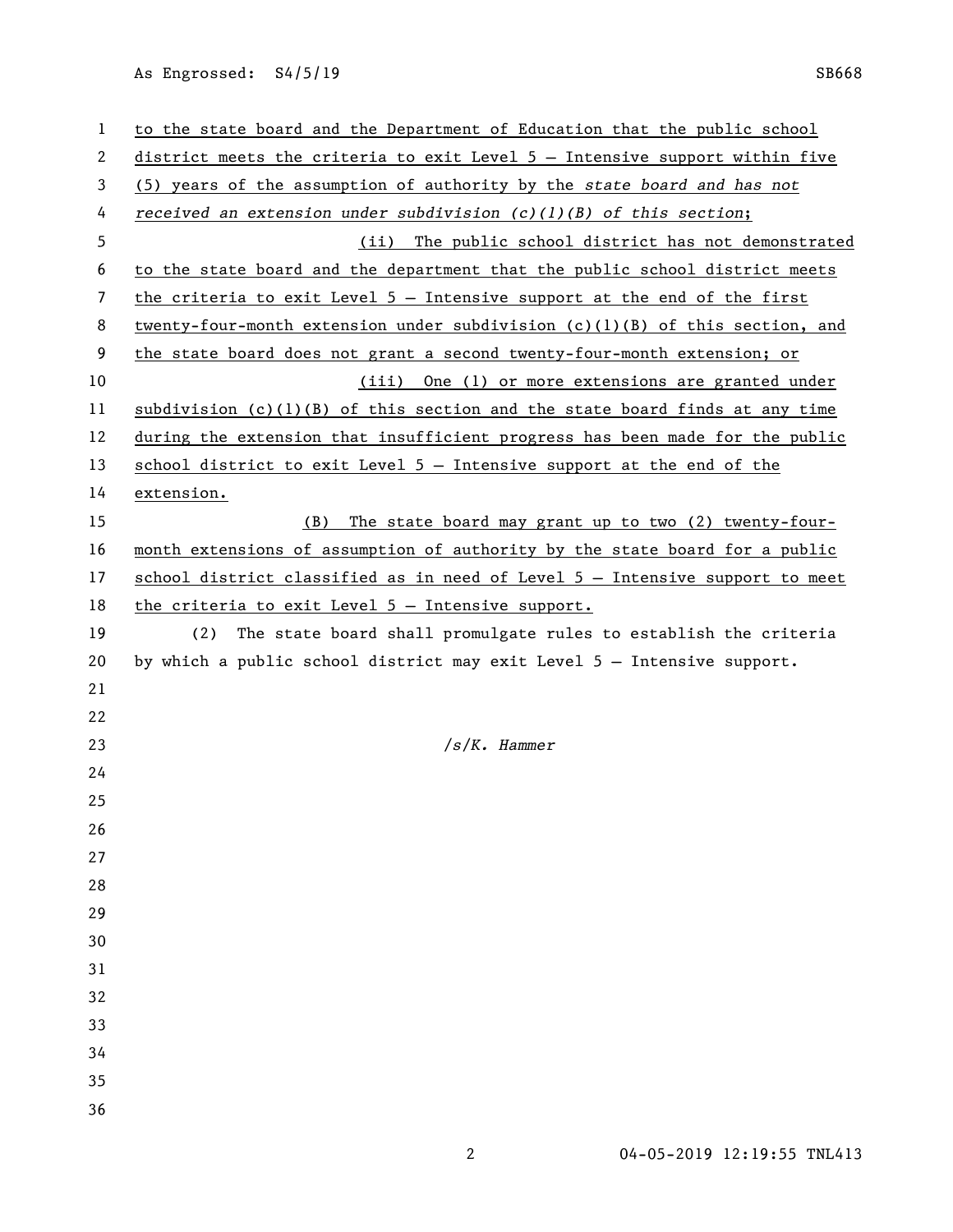to the state board and the Department of Education that the public school district meets the criteria to exit Level 5 – Intensive support within five (5) years of the assumption of authority by the *state board and has not received an extension under subdivision (c)(1)(B) of this section*;

(ii) The public school district has not demonstrated to the state board and the department that the public school district meets the criteria to exit Level 5 – Intensive support at the end of the first twenty-four-month extension under subdivision (c)(1)(B) of this section, and the state board does not grant a second twenty-four-month extension; or

(iii) One (1) or more extensions are granted under subdivision (c)(1)(B) of this section and the state board finds at any time during the extension that insufficient progress has been made for the public school district to exit Level 5 – Intensive support at the end of the extension.

(B) The state board may grant up to two (2) twenty-four-month extensions of assumption of authority by the state board for a public school district classified as in need of Level 5 – Intensive support to meet the criteria to exit Level 5 – Intensive support.

(2) The state board shall promulgate rules to establish the criteria by which a public school district may exit Level 5 – Intensive support.

*/s/K. Hammer*